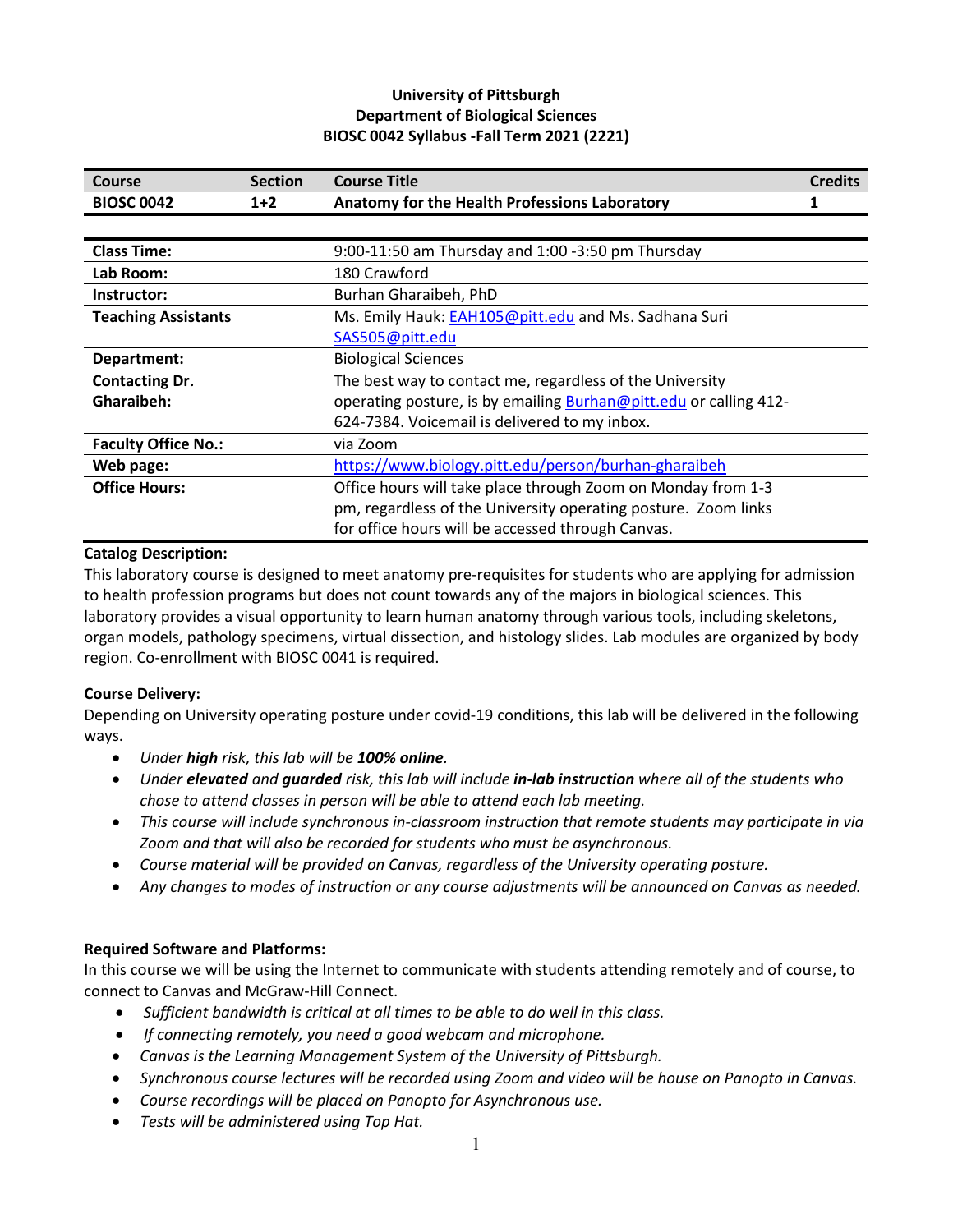**University of Pittsburgh**
**Department of Biological Sciences**
**BIOSC 0042 Syllabus -Fall Term 2021 (2221)**

| Course | Section | Course Title | Credits |
| --- | --- | --- | --- |
| **BIOSC 0042** | **1+2** | **Anatomy for the Health Professions Laboratory** | **1** |

| | |
| --- | --- |
| **Class Time:** | 9:00-11:50 am Thursday and 1:00 -3:50 pm Thursday |
| **Lab Room:** | 180 Crawford |
| **Instructor:** | Burhan Gharaibeh, PhD |
| **Teaching Assistants** | Ms. Emily Hauk: EAH105@pitt.edu and Ms. Sadhana Suri SAS505@pitt.edu |
| **Department:** | Biological Sciences |
| **Contacting Dr. Gharaibeh:** | The best way to contact me, regardless of the University operating posture, is by emailing Burhan@pitt.edu or calling 412-624-7384. Voicemail is delivered to my inbox. |
| **Faculty Office No.:** | via Zoom |
| **Web page:** | https://www.biology.pitt.edu/person/burhan-gharaibeh |
| **Office Hours:** | Office hours will take place through Zoom on Monday from 1-3 pm, regardless of the University operating posture. Zoom links for office hours will be accessed through Canvas. |

**Catalog Description:**
This laboratory course is designed to meet anatomy pre-requisites for students who are applying for admission to health profession programs but does not count towards any of the majors in biological sciences. This laboratory provides a visual opportunity to learn human anatomy through various tools, including skeletons, organ models, pathology specimens, virtual dissection, and histology slides. Lab modules are organized by body region. Co-enrollment with BIOSC 0041 is required.

**Course Delivery:**
Depending on University operating posture under covid-19 conditions, this lab will be delivered in the following ways.

- *Under **high** risk, this lab will be **100% online**.*
- *Under **elevated** and **guarded** risk, this lab will include **in-lab instruction** where all of the students who chose to attend classes in person will be able to attend each lab meeting.*
- *This course will include synchronous in-classroom instruction that remote students may participate in via Zoom and that will also be recorded for students who must be asynchronous.*
- *Course material will be provided on Canvas, regardless of the University operating posture.*
- *Any changes to modes of instruction or any course adjustments will be announced on Canvas as needed.*

**Required Software and Platforms:**
In this course we will be using the Internet to communicate with students attending remotely and of course, to connect to Canvas and McGraw-Hill Connect.

- *Sufficient bandwidth is critical at all times to be able to do well in this class.*
- *If connecting remotely, you need a good webcam and microphone.*
- *Canvas is the Learning Management System of the University of Pittsburgh.*
- *Synchronous course lectures will be recorded using Zoom and video will be house on Panopto in Canvas.*
- *Course recordings will be placed on Panopto for Asynchronous use.*
- *Tests will be administered using Top Hat.*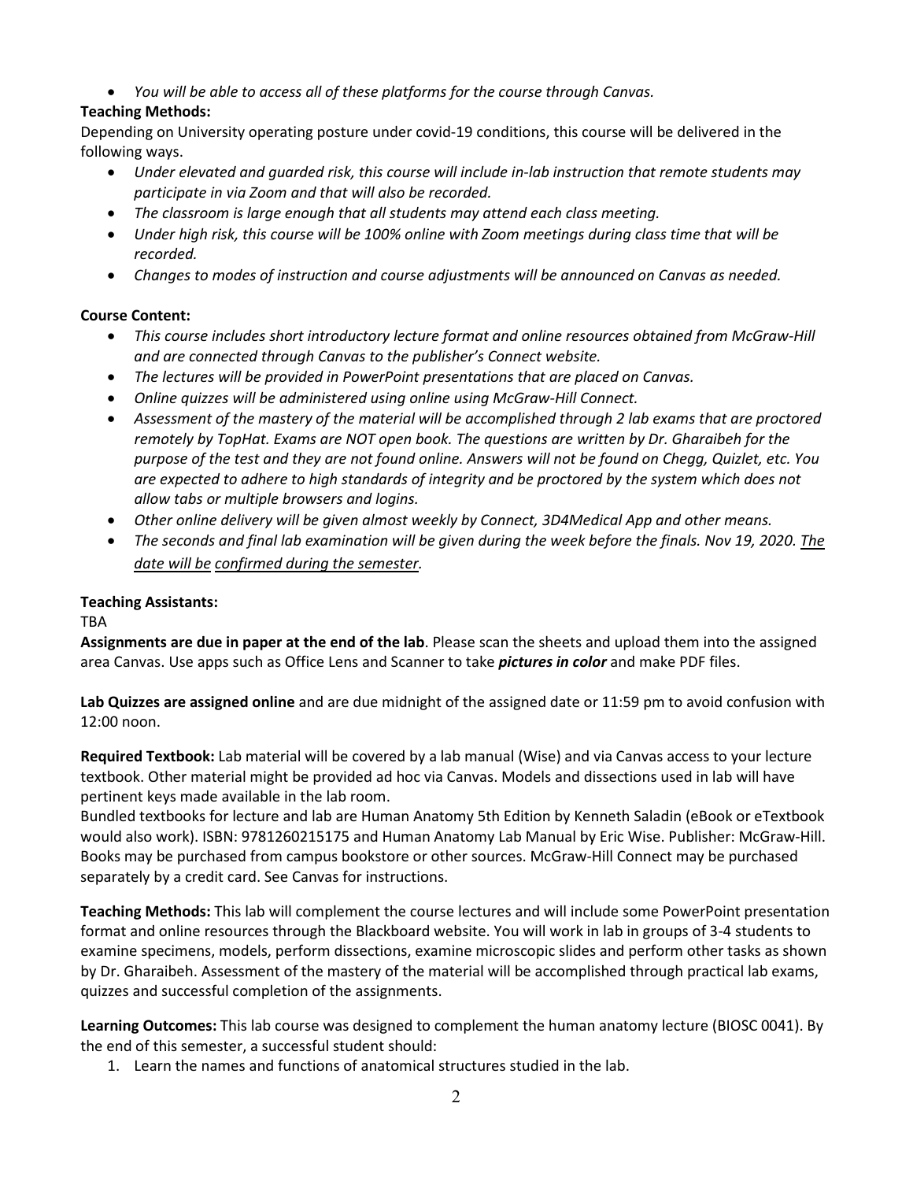- *You will be able to access all of these platforms for the course through Canvas.*

**Teaching Methods:**

Depending on University operating posture under covid-19 conditions, this course will be delivered in the following ways.

- *Under elevated and guarded risk, this course will include in-lab instruction that remote students may participate in via Zoom and that will also be recorded.*
- *The classroom is large enough that all students may attend each class meeting.*
- *Under high risk, this course will be 100% online with Zoom meetings during class time that will be recorded.*
- *Changes to modes of instruction and course adjustments will be announced on Canvas as needed.*

**Course Content:**

- *This course includes short introductory lecture format and online resources obtained from McGraw-Hill and are connected through Canvas to the publisher's Connect website.*
- *The lectures will be provided in PowerPoint presentations that are placed on Canvas.*
- *Online quizzes will be administered using online using McGraw-Hill Connect.*
- *Assessment of the mastery of the material will be accomplished through 2 lab exams that are proctored remotely by TopHat. Exams are NOT open book. The questions are written by Dr. Gharaibeh for the purpose of the test and they are not found online. Answers will not be found on Chegg, Quizlet, etc. You are expected to adhere to high standards of integrity and be proctored by the system which does not allow tabs or multiple browsers and logins.*
- *Other online delivery will be given almost weekly by Connect, 3D4Medical App and other means.*
- *The seconds and final lab examination will be given during the week before the finals. Nov 19, 2020. The date will be confirmed during the semester.*

**Teaching Assistants:**

TBA

**Assignments are due in paper at the end of the lab**. Please scan the sheets and upload them into the assigned area Canvas. Use apps such as Office Lens and Scanner to take ***pictures in color*** and make PDF files.

**Lab Quizzes are assigned online** and are due midnight of the assigned date or 11:59 pm to avoid confusion with 12:00 noon.

**Required Textbook:** Lab material will be covered by a lab manual (Wise) and via Canvas access to your lecture textbook. Other material might be provided ad hoc via Canvas. Models and dissections used in lab will have pertinent keys made available in the lab room.

Bundled textbooks for lecture and lab are Human Anatomy 5th Edition by Kenneth Saladin (eBook or eTextbook would also work). ISBN: 9781260215175 and Human Anatomy Lab Manual by Eric Wise. Publisher: McGraw-Hill. Books may be purchased from campus bookstore or other sources. McGraw-Hill Connect may be purchased separately by a credit card. See Canvas for instructions.

**Teaching Methods:** This lab will complement the course lectures and will include some PowerPoint presentation format and online resources through the Blackboard website. You will work in lab in groups of 3-4 students to examine specimens, models, perform dissections, examine microscopic slides and perform other tasks as shown by Dr. Gharaibeh. Assessment of the mastery of the material will be accomplished through practical lab exams, quizzes and successful completion of the assignments.

**Learning Outcomes:** This lab course was designed to complement the human anatomy lecture (BIOSC 0041). By the end of this semester, a successful student should:

1. Learn the names and functions of anatomical structures studied in the lab.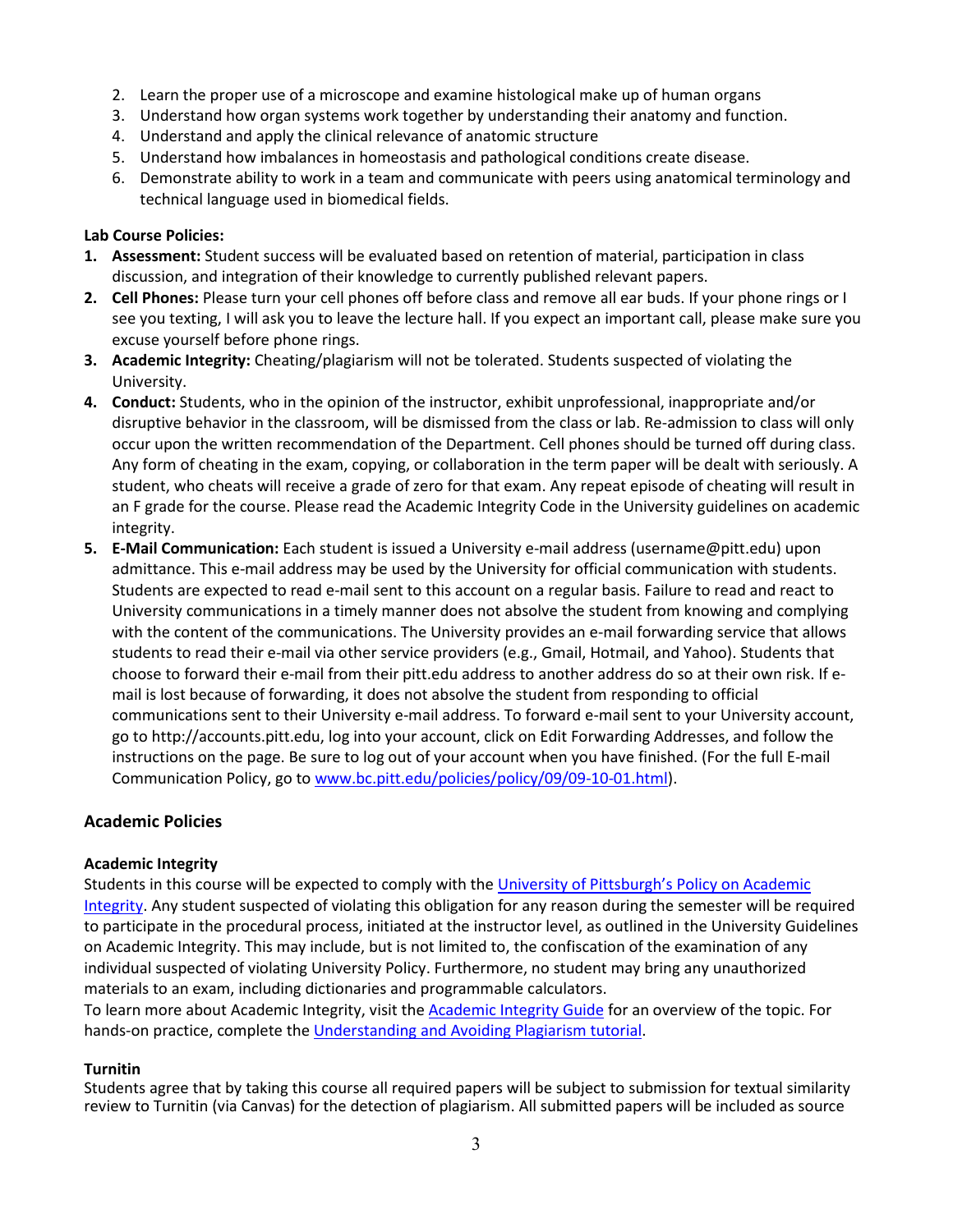2. Learn the proper use of a microscope and examine histological make up of human organs
3. Understand how organ systems work together by understanding their anatomy and function.
4. Understand and apply the clinical relevance of anatomic structure
5. Understand how imbalances in homeostasis and pathological conditions create disease.
6. Demonstrate ability to work in a team and communicate with peers using anatomical terminology and technical language used in biomedical fields.

**Lab Course Policies:**

1. **Assessment:** Student success will be evaluated based on retention of material, participation in class discussion, and integration of their knowledge to currently published relevant papers.
2. **Cell Phones:** Please turn your cell phones off before class and remove all ear buds. If your phone rings or I see you texting, I will ask you to leave the lecture hall. If you expect an important call, please make sure you excuse yourself before phone rings.
3. **Academic Integrity:** Cheating/plagiarism will not be tolerated. Students suspected of violating the University.
4. **Conduct:** Students, who in the opinion of the instructor, exhibit unprofessional, inappropriate and/or disruptive behavior in the classroom, will be dismissed from the class or lab. Re-admission to class will only occur upon the written recommendation of the Department. Cell phones should be turned off during class. Any form of cheating in the exam, copying, or collaboration in the term paper will be dealt with seriously. A student, who cheats will receive a grade of zero for that exam. Any repeat episode of cheating will result in an F grade for the course. Please read the Academic Integrity Code in the University guidelines on academic integrity.
5. **E-Mail Communication:** Each student is issued a University e-mail address (username@pitt.edu) upon admittance. This e-mail address may be used by the University for official communication with students. Students are expected to read e-mail sent to this account on a regular basis. Failure to read and react to University communications in a timely manner does not absolve the student from knowing and complying with the content of the communications. The University provides an e-mail forwarding service that allows students to read their e-mail via other service providers (e.g., Gmail, Hotmail, and Yahoo). Students that choose to forward their e-mail from their pitt.edu address to another address do so at their own risk. If e-mail is lost because of forwarding, it does not absolve the student from responding to official communications sent to their University e-mail address. To forward e-mail sent to your University account, go to http://accounts.pitt.edu, log into your account, click on Edit Forwarding Addresses, and follow the instructions on the page. Be sure to log out of your account when you have finished. (For the full E-mail Communication Policy, go to www.bc.pitt.edu/policies/policy/09/09-10-01.html).

## Academic Policies

**Academic Integrity**

Students in this course will be expected to comply with the University of Pittsburgh's Policy on Academic Integrity. Any student suspected of violating this obligation for any reason during the semester will be required to participate in the procedural process, initiated at the instructor level, as outlined in the University Guidelines on Academic Integrity. This may include, but is not limited to, the confiscation of the examination of any individual suspected of violating University Policy. Furthermore, no student may bring any unauthorized materials to an exam, including dictionaries and programmable calculators.

To learn more about Academic Integrity, visit the Academic Integrity Guide for an overview of the topic. For hands-on practice, complete the Understanding and Avoiding Plagiarism tutorial.

**Turnitin**

Students agree that by taking this course all required papers will be subject to submission for textual similarity review to Turnitin (via Canvas) for the detection of plagiarism. All submitted papers will be included as source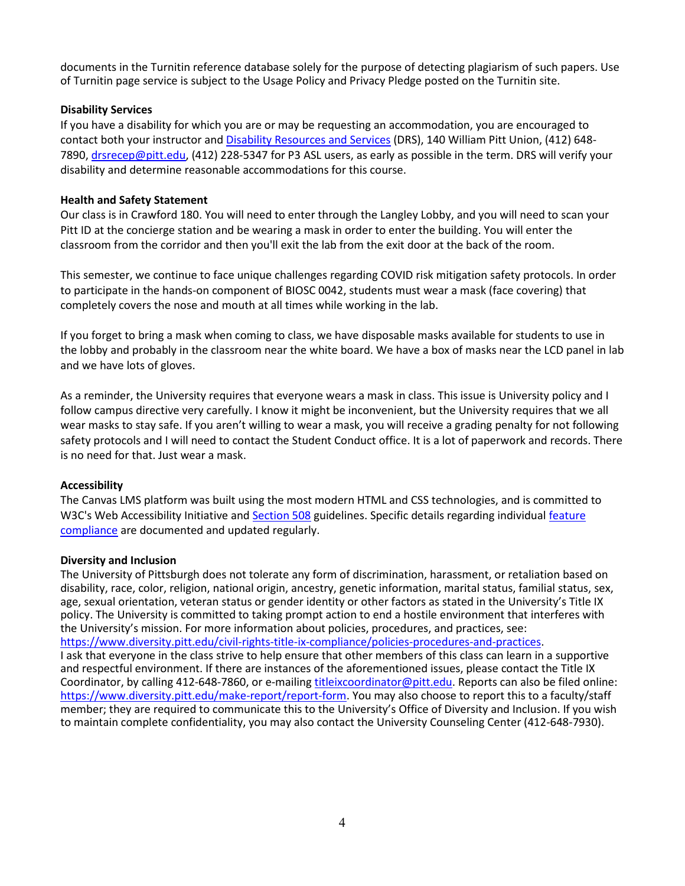documents in the Turnitin reference database solely for the purpose of detecting plagiarism of such papers. Use of Turnitin page service is subject to the Usage Policy and Privacy Pledge posted on the Turnitin site.

**Disability Services**

If you have a disability for which you are or may be requesting an accommodation, you are encouraged to contact both your instructor and Disability Resources and Services (DRS), 140 William Pitt Union, (412) 648-7890, drsrecep@pitt.edu, (412) 228-5347 for P3 ASL users, as early as possible in the term. DRS will verify your disability and determine reasonable accommodations for this course.

**Health and Safety Statement**

Our class is in Crawford 180. You will need to enter through the Langley Lobby, and you will need to scan your Pitt ID at the concierge station and be wearing a mask in order to enter the building. You will enter the classroom from the corridor and then you'll exit the lab from the exit door at the back of the room.

This semester, we continue to face unique challenges regarding COVID risk mitigation safety protocols. In order to participate in the hands-on component of BIOSC 0042, students must wear a mask (face covering) that completely covers the nose and mouth at all times while working in the lab.

If you forget to bring a mask when coming to class, we have disposable masks available for students to use in the lobby and probably in the classroom near the white board. We have a box of masks near the LCD panel in lab and we have lots of gloves.

As a reminder, the University requires that everyone wears a mask in class. This issue is University policy and I follow campus directive very carefully. I know it might be inconvenient, but the University requires that we all wear masks to stay safe. If you aren't willing to wear a mask, you will receive a grading penalty for not following safety protocols and I will need to contact the Student Conduct office. It is a lot of paperwork and records. There is no need for that. Just wear a mask.

**Accessibility**

The Canvas LMS platform was built using the most modern HTML and CSS technologies, and is committed to W3C's Web Accessibility Initiative and Section 508 guidelines. Specific details regarding individual feature compliance are documented and updated regularly.

**Diversity and Inclusion**

The University of Pittsburgh does not tolerate any form of discrimination, harassment, or retaliation based on disability, race, color, religion, national origin, ancestry, genetic information, marital status, familial status, sex, age, sexual orientation, veteran status or gender identity or other factors as stated in the University's Title IX policy. The University is committed to taking prompt action to end a hostile environment that interferes with the University's mission. For more information about policies, procedures, and practices, see: https://www.diversity.pitt.edu/civil-rights-title-ix-compliance/policies-procedures-and-practices.
I ask that everyone in the class strive to help ensure that other members of this class can learn in a supportive and respectful environment. If there are instances of the aforementioned issues, please contact the Title IX Coordinator, by calling 412-648-7860, or e-mailing titleixcoordinator@pitt.edu. Reports can also be filed online: https://www.diversity.pitt.edu/make-report/report-form. You may also choose to report this to a faculty/staff member; they are required to communicate this to the University's Office of Diversity and Inclusion. If you wish to maintain complete confidentiality, you may also contact the University Counseling Center (412-648-7930).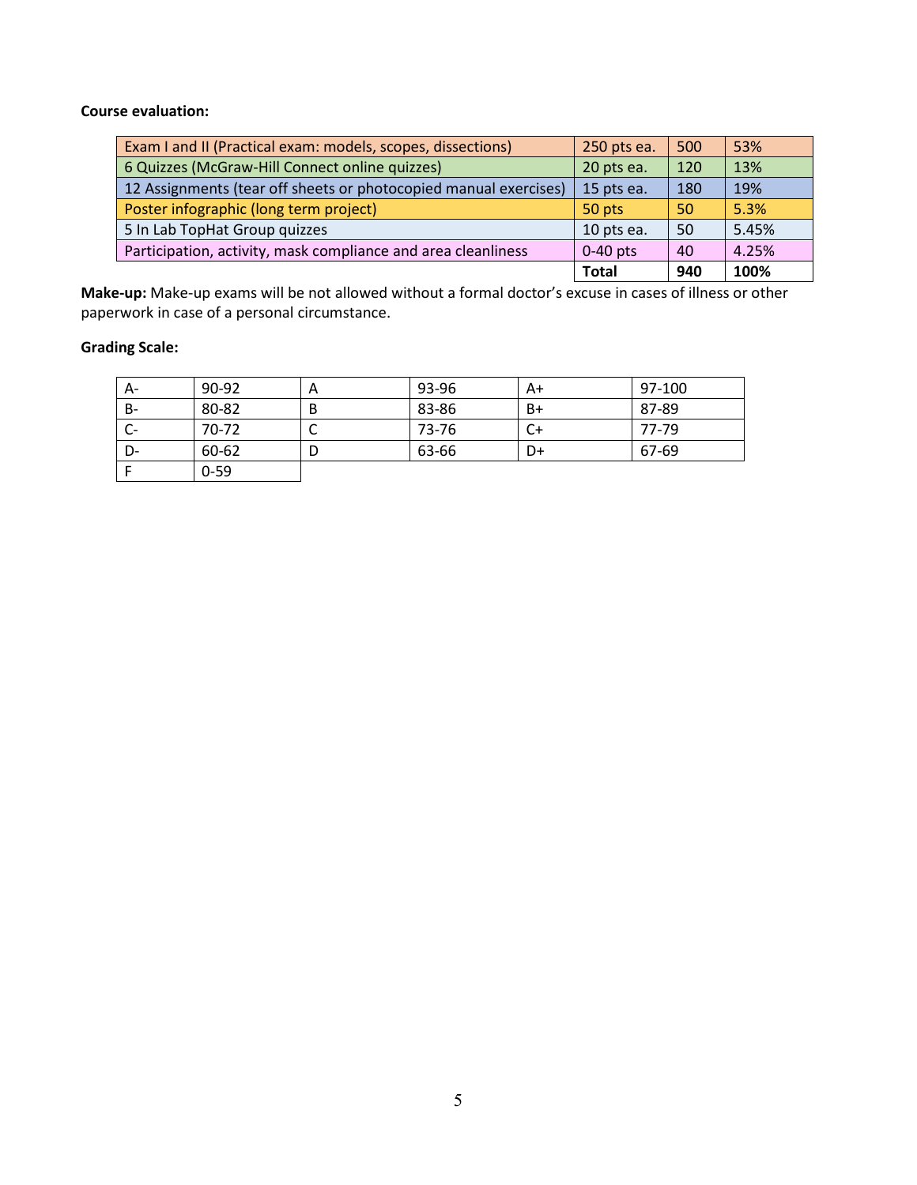**Course evaluation:**

| | | | |
|---|---|---|---|
| Exam I and II (Practical exam: models, scopes, dissections) | 250 pts ea. | 500 | 53% |
| 6 Quizzes (McGraw-Hill Connect online quizzes) | 20 pts ea. | 120 | 13% |
| 12 Assignments (tear off sheets or photocopied manual exercises) | 15 pts ea. | 180 | 19% |
| Poster infographic (long term project) | 50 pts | 50 | 5.3% |
| 5 In Lab TopHat Group quizzes | 10 pts ea. | 50 | 5.45% |
| Participation, activity, mask compliance and area cleanliness | 0-40 pts | 40 | 4.25% |
| | **Total** | **940** | **100%** |

**Make-up:** Make-up exams will be not allowed without a formal doctor's excuse in cases of illness or other paperwork in case of a personal circumstance.

**Grading Scale:**

| | | | | | |
|---|---|---|---|---|---|
| A- | 90-92 | A | 93-96 | A+ | 97-100 |
| B- | 80-82 | B | 83-86 | B+ | 87-89 |
| C- | 70-72 | C | 73-76 | C+ | 77-79 |
| D- | 60-62 | D | 63-66 | D+ | 67-69 |
| F | 0-59 | | | | |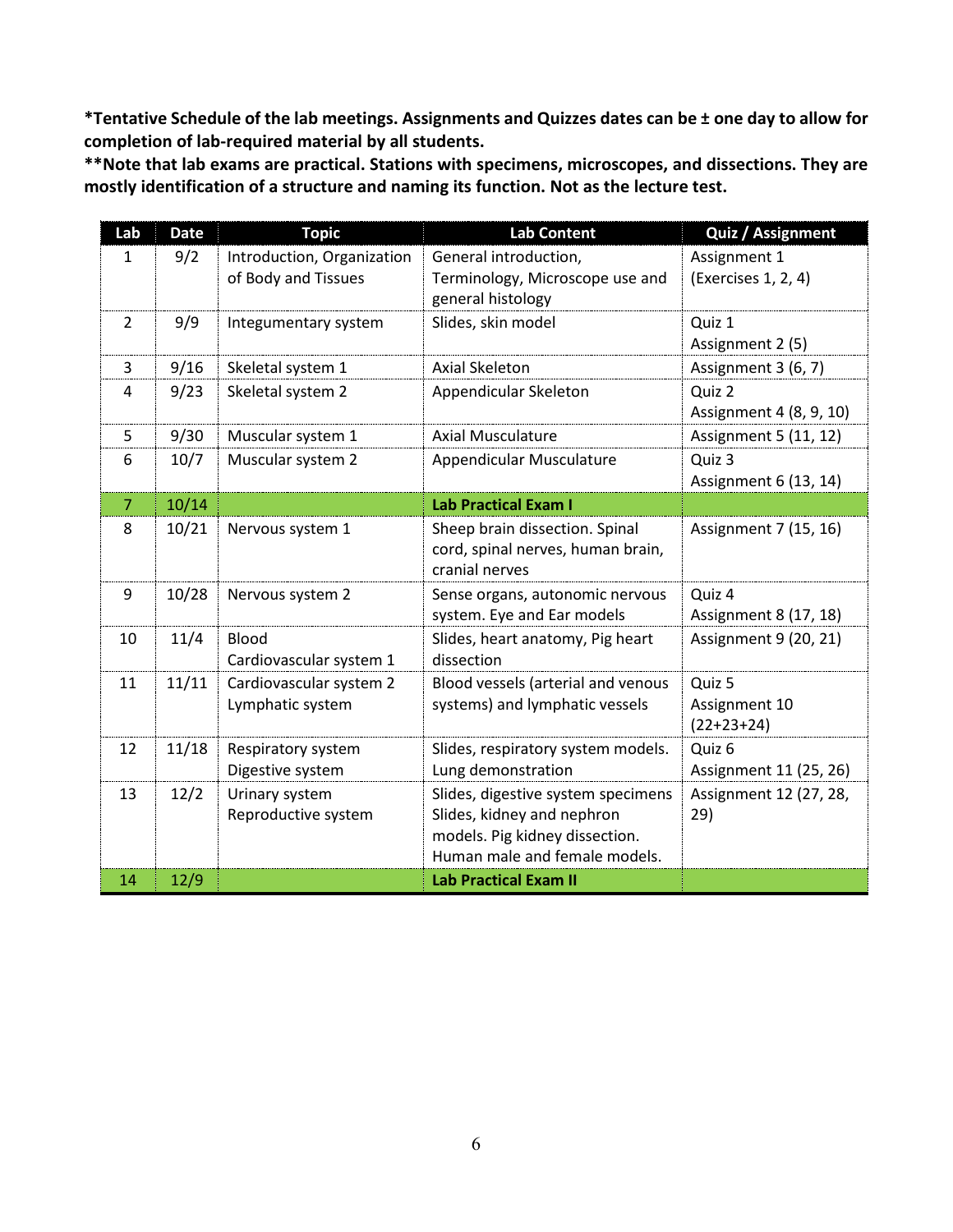**\*Tentative Schedule of the lab meetings. Assignments and Quizzes dates can be ± one day to allow for completion of lab-required material by all students.**

**\*\*Note that lab exams are practical. Stations with specimens, microscopes, and dissections. They are mostly identification of a structure and naming its function. Not as the lecture test.**

| Lab | Date | Topic | Lab Content | Quiz / Assignment |
|---|---|---|---|---|
| 1 | 9/2 | Introduction, Organization of Body and Tissues | General introduction, Terminology, Microscope use and general histology | Assignment 1 (Exercises 1, 2, 4) |
| 2 | 9/9 | Integumentary system | Slides, skin model | Quiz 1<br>Assignment 2 (5) |
| 3 | 9/16 | Skeletal system 1 | Axial Skeleton | Assignment 3 (6, 7) |
| 4 | 9/23 | Skeletal system 2 | Appendicular Skeleton | Quiz 2<br>Assignment 4 (8, 9, 10) |
| 5 | 9/30 | Muscular system 1 | Axial Musculature | Assignment 5 (11, 12) |
| 6 | 10/7 | Muscular system 2 | Appendicular Musculature | Quiz 3<br>Assignment 6 (13, 14) |
| 7 | 10/14 | | **Lab Practical Exam I** | |
| 8 | 10/21 | Nervous system 1 | Sheep brain dissection. Spinal cord, spinal nerves, human brain, cranial nerves | Assignment 7 (15, 16) |
| 9 | 10/28 | Nervous system 2 | Sense organs, autonomic nervous system. Eye and Ear models | Quiz 4<br>Assignment 8 (17, 18) |
| 10 | 11/4 | Blood<br>Cardiovascular system 1 | Slides, heart anatomy, Pig heart dissection | Assignment 9 (20, 21) |
| 11 | 11/11 | Cardiovascular system 2<br>Lymphatic system | Blood vessels (arterial and venous systems) and lymphatic vessels | Quiz 5<br>Assignment 10 (22+23+24) |
| 12 | 11/18 | Respiratory system<br>Digestive system | Slides, respiratory system models. Lung demonstration | Quiz 6<br>Assignment 11 (25, 26) |
| 13 | 12/2 | Urinary system<br>Reproductive system | Slides, digestive system specimens Slides, kidney and nephron models. Pig kidney dissection. Human male and female models. | Assignment 12 (27, 28, 29) |
| 14 | 12/9 | | **Lab Practical Exam II** | |